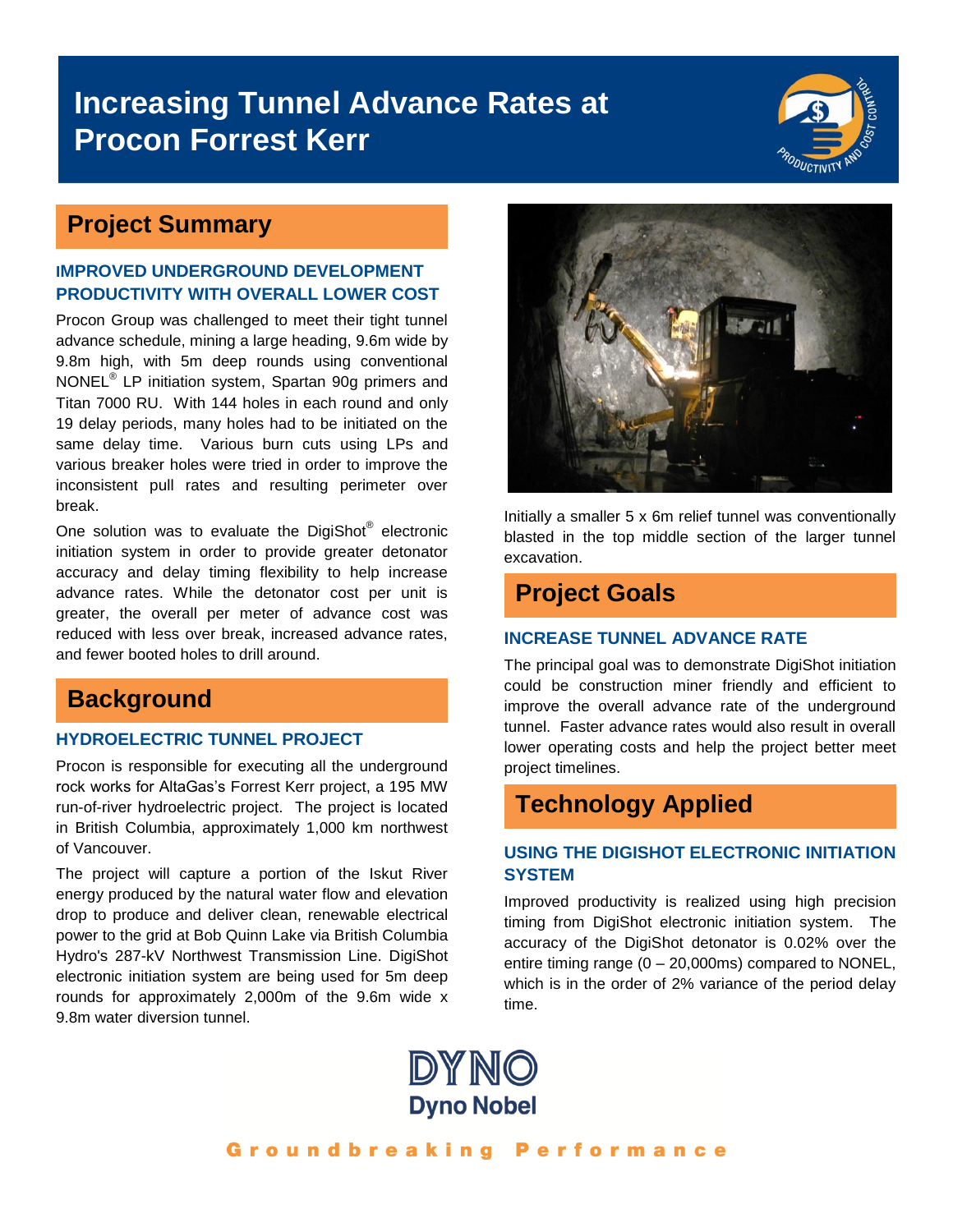# Increasing Tunnel Advance Rates at Procon Forrest Kerr

## Project Summary

### IMPROVED UNDERGROUND DEVELOPMENT PRODUCTIVITY WITH OVERALL LOWER COST

Procon Group was challenged to meet their tight tunnel advance schedule, mining a large heading, 9.6m wide by 9.8m high, with 5m deep rounds using conventional NONEL® LP initiation system, Spartan 90g primers and Titan 7000 RU. With 144 holes in each round and only 19 delay periods, many holes had to be initiated on the same delay time. Various burn cuts using LPs and various breaker holes were tried in order to improve the inconsistent pull rates and resulting perimeter over break.

One solution was to evaluate the DigiShot® electronic initiation system in order to provide greater detonator accuracy and delay timing flexibility to help increase advance rates. While the detonator cost per unit is greater, the overall per meter of advance cost was reduced with less over break, increased advance rates, and fewer booted holes to drill around.

## Background

### HYDROELECTRIC TUNNEL PROJECT

Procon is responsible for executing all the underground rock works for AltaGas's Forrest Kerr project, a 195 MW run-of-river hydroelectric project. The project is located in British Columbia, approximately 1,000 km northwest of Vancouver.

The project will capture a portion of the Iskut River energy produced by the natural water flow and elevation drop to produce and deliver clean, renewable electrical power to the grid at Bob Quinn Lake via British Columbia Hydro's 287-kV Northwest Transmission Line. DigiShot electronic initiation system are being used for 5m deep rounds for approximately 2,000m of the 9.6m wide x 9.8m water diversion tunnel.

Initially a smaller 5 x 6m relief tunnel was conventionally blasted in the top middle section of the larger tunnel excavation.

## Project Goals

### INCREASE TUNNEL ADVANCE RATE

The principal goal was to demonstrate DigiShot initiation could be construction miner friendly and efficient to improve the overall advance rate of the underground tunnel. Faster advance rates would also result in overall lower operating costs and help the project better meet project timelines.

## Technology Applied

### USING THE DIGISHOT ELECTRONIC INITIATION SYSTEM

Improved productivity is realized using high precision timing from DigiShot electronic initiation system. The accuracy of the DigiShot detonator is 0.02% over the entire timing range (0 – 20,000ms) compared to NONEL, which is in the order of 2% variance of the period delay time.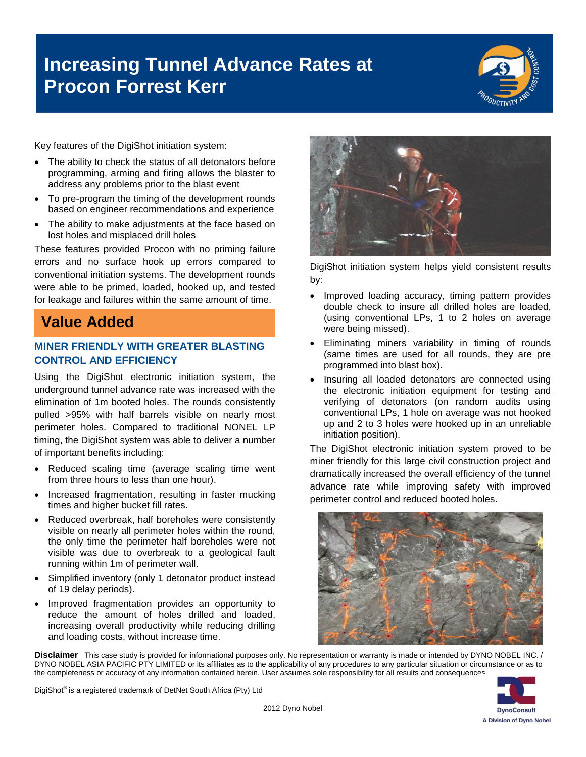# Increasing Tunnel Advance Rates at Procon Forrest Kerr

Key features of the DigiShot initiation system:

- The ability to check the status of all detonators before programming, arming and firing allows the blaster to address any problems prior to the blast event
- To pre-program the timing of the development rounds based on engineer recommendations and experience
- The ability to make adjustments at the face based on lost holes and misplaced drill holes

These features provided Procon with no priming failure errors and no surface hook up errors compared to conventional initiation systems. The development rounds were able to be primed, loaded, hooked up, and tested for leakage and failures within the same amount of time.

## Value Added

### MINER FRIENDLY WITH GREATER BLASTING CONTROL AND EFFICIENCY

Using the DigiShot electronic initiation system, the underground tunnel advance rate was increased with the elimination of 1m booted holes. The rounds consistently pulled >95% with half barrels visible on nearly most perimeter holes. Compared to traditional NONEL LP timing, the DigiShot system was able to deliver a number of important benefits including:

- Reduced scaling time (average scaling time went from three hours to less than one hour).
- Increased fragmentation, resulting in faster mucking times and higher bucket fill rates.
- Reduced overbreak, half boreholes were consistently visible on nearly all perimeter holes within the round, the only time the perimeter half boreholes were not visible was due to overbreak to a geological fault running within 1m of perimeter wall.
- Simplified inventory (only 1 detonator product instead of 19 delay periods).
- Improved fragmentation provides an opportunity to reduce the amount of holes drilled and loaded, increasing overall productivity while reducing drilling and loading costs, without increase time.

DigiShot initiation system helps yield consistent results by:

- Improved loading accuracy, timing pattern provides double check to insure all drilled holes are loaded, (using conventional LPs, 1 to 2 holes on average were being missed).
- Eliminating miners variability in timing of rounds (same times are used for all rounds, they are pre programmed into blast box).
- Insuring all loaded detonators are connected using the electronic initiation equipment for testing and verifying of detonators (on random audits using conventional LPs, 1 hole on average was not hooked up and 2 to 3 holes were hooked up in an unreliable initiation position).

The DigiShot electronic initiation system proved to be miner friendly for this large civil construction project and dramatically increased the overall efficiency of the tunnel advance rate while improving safety with improved perimeter control and reduced booted holes.

**Disclaimer** This case study is provided for informational purposes only. No representation or warranty is made or intended by DYNO NOBEL INC. / DYNO NOBEL ASIA PACIFIC PTY LIMITED or its affiliates as to the applicability of any procedures to any particular situation or circumstance or as to the completeness or accuracy of any information contained herein. User assumes sole responsibility for all results and consequences.

DigiShot® is a registered trademark of DetNet South Africa (Pty) Ltd

2012 Dyno Nobel

DynoConsult
A Division of Dyno Nobel